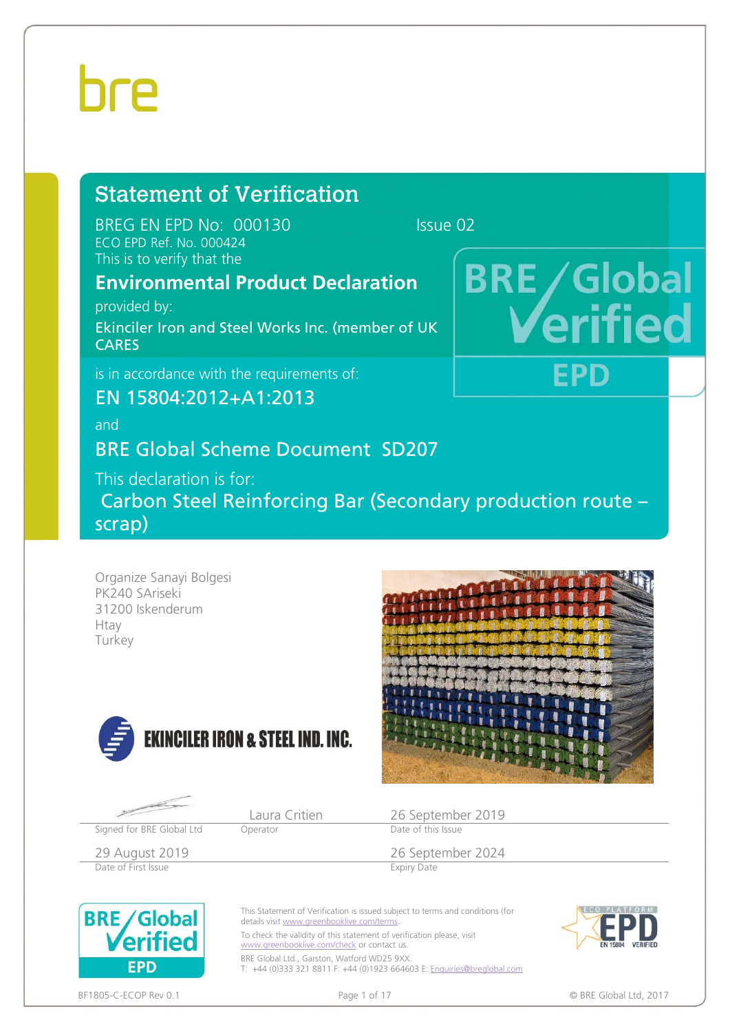bre

# Statement of Verification

BREG EN EPD No: 000130 Issue 02

ECO EPD Ref. No. 000424

This is to verify that the

## Environmental Product Declaration

provided by:

Ekinciler Iron and Steel Works Inc. (member of UK CARES

is in accordance with the requirements of:

EN 15804:2012+A1:2013

and

BRE Global Scheme Document SD207

This declaration is for:

Carbon Steel Reinforcing Bar (Secondary production route – scrap)

BRE Global Verified EPD

Organize Sanayi Bolgesi
PK240 SAriseki
31200 Iskenderum
Htay
Turkey

EKINCILER IRON & STEEL IND. INC.

| | Laura Critien | 26 September 2019 |
|---|---|---|
| Signed for BRE Global Ltd | Operator | Date of this Issue |
| 29 August 2019 | | 26 September 2024 |
| Date of First Issue | | Expiry Date |

This Statement of Verification is issued subject to terms and conditions (for details visit www.greenbooklive.com/terms.

To check the validity of this statement of verification please, visit www.greenbooklive.com/check or contact us.

BRE Global Ltd., Garston, Watford WD25 9XX.
T: +44 (0)333 321 8811 F: +44 (0)1923 664603 E: Enquiries@breglobal.com

ECO PLATFORM EPD EN 15804 VERIFIED

BF1805-C-ECOP Rev 0.1

© BRE Global Ltd, 2017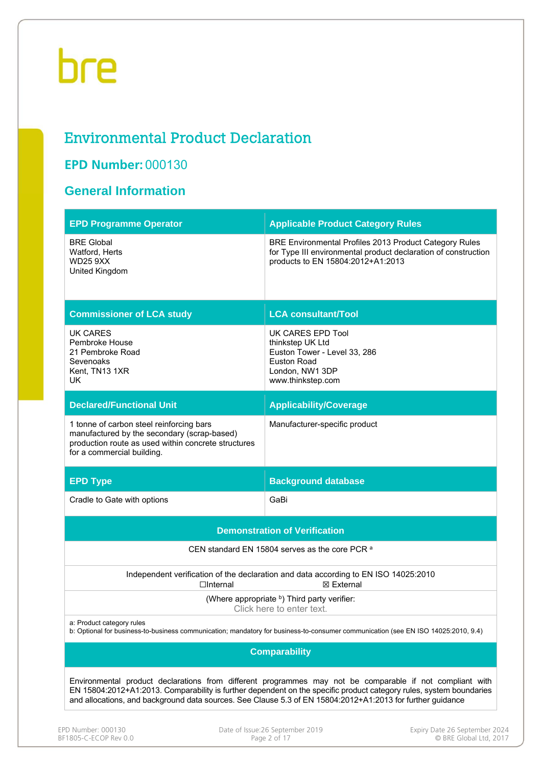# Environmental Product Declaration

## EPD Number: 000130

## General Information

| EPD Programme Operator | Applicable Product Category Rules |
|---|---|
| BRE Global<br>Watford, Herts<br>WD25 9XX<br>United Kingdom | BRE Environmental Profiles 2013 Product Category Rules for Type III environmental product declaration of construction products to EN 15804:2012+A1:2013 |
| **Commissioner of LCA study** | **LCA consultant/Tool** |
| UK CARES<br>Pembroke House<br>21 Pembroke Road<br>Sevenoaks<br>Kent, TN13 1XR<br>UK | UK CARES EPD Tool<br>thinkstep UK Ltd<br>Euston Tower - Level 33, 286<br>Euston Road<br>London, NW1 3DP<br>www.thinkstep.com |
| **Declared/Functional Unit** | **Applicability/Coverage** |
| 1 tonne of carbon steel reinforcing bars manufactured by the secondary (scrap-based) production route as used within concrete structures for a commercial building. | Manufacturer-specific product |
| **EPD Type** | **Background database** |
| Cradle to Gate with options | GaBi |

| Demonstration of Verification |
|---|
| CEN standard EN 15804 serves as the core PCR [a] |
| Independent verification of the declaration and data according to EN ISO 14025:2010<br>☐Internal ☒ External |
| (Where appropriate [b]) Third party verifier:<br>Click here to enter text. |
| a: Product category rules<br>b: Optional for business-to-business communication; mandatory for business-to-consumer communication (see EN ISO 14025:2010, 9.4) |

| Comparability |
|---|
| Environmental product declarations from different programmes may not be comparable if not compliant with EN 15804:2012+A1:2013. Comparability is further dependent on the specific product category rules, system boundaries and allocations, and background data sources. See Clause 5.3 of EN 15804:2012+A1:2013 for further guidance |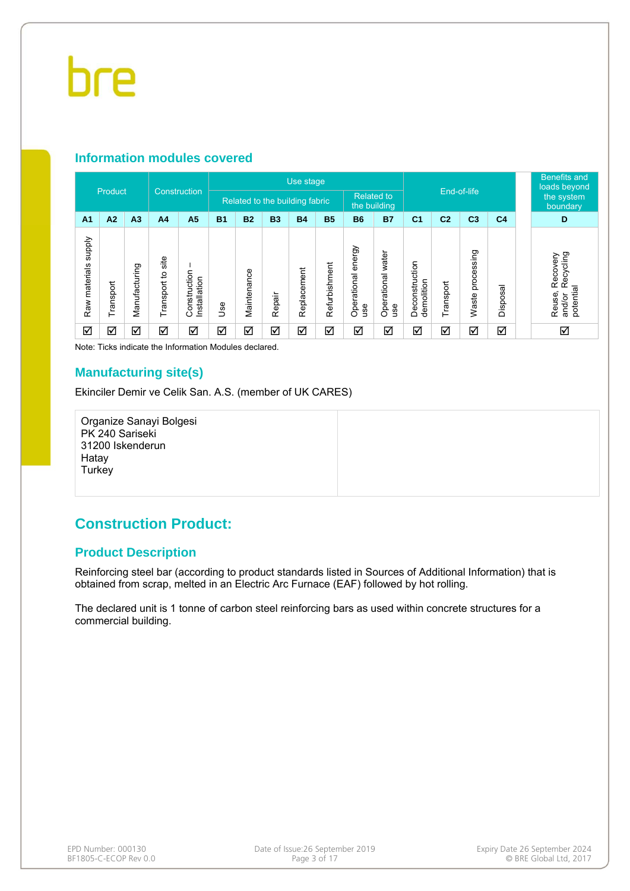## Information modules covered

| Product | | | Construction | | Use stage | | | | | | | End-of-life | | | | Benefits and loads beyond the system boundary |
|---|---|---|---|---|---|---|---|---|---|---|---|---|---|---|---|---|
| | | | | | Related to the building fabric | | | | | Related to the building | | | | | | |
| A1 | A2 | A3 | A4 | A5 | B1 | B2 | B3 | B4 | B5 | B6 | B7 | C1 | C2 | C3 | C4 | D |
| Raw materials supply | Transport | Manufacturing | Transport to site | Construction – Installation | Use | Maintenance | Repair | Replacement | Refurbishment | Operational energy use | Operational water use | Deconstruction demolition | Transport | Waste processing | Disposal | Reuse, Recovery and/or Recycling potential |
| ☑ | ☑ | ☑ | ☑ | ☑ | ☑ | ☑ | ☑ | ☑ | ☑ | ☑ | ☑ | ☑ | ☑ | ☑ | ☑ | ☑ |

Note: Ticks indicate the Information Modules declared.

## Manufacturing site(s)

Ekinciler Demir ve Celik San. A.S. (member of UK CARES)

Organize Sanayi Bolgesi
PK 240 Sariseki
31200 Iskenderun
Hatay
Turkey

# Construction Product:

## Product Description

Reinforcing steel bar (according to product standards listed in Sources of Additional Information) that is obtained from scrap, melted in an Electric Arc Furnace (EAF) followed by hot rolling.

The declared unit is 1 tonne of carbon steel reinforcing bars as used within concrete structures for a commercial building.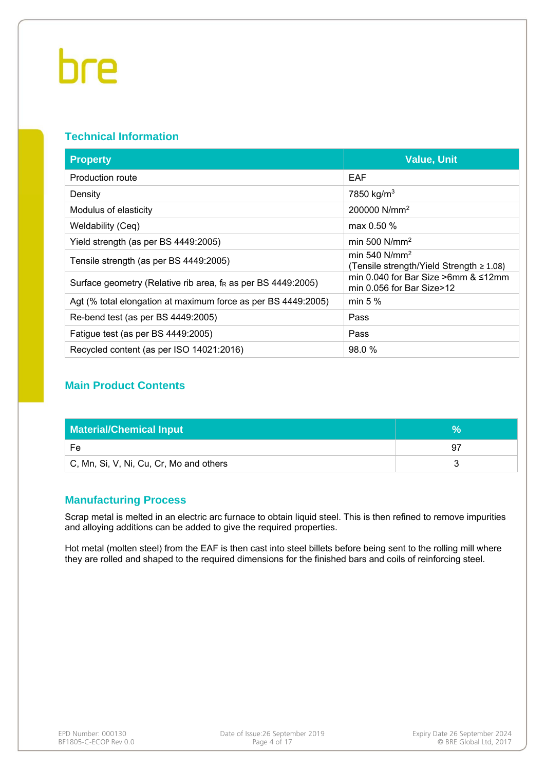## Technical Information

| Property | Value, Unit |
|---|---|
| Production route | EAF |
| Density | 7850 kg/m$^3$ |
| Modulus of elasticity | 200000 N/mm$^2$ |
| Weldability (Ceq) | max 0.50 % |
| Yield strength (as per BS 4449:2005) | min 500 N/mm$^2$ |
| Tensile strength (as per BS 4449:2005) | min 540 N/mm$^2$ (Tensile strength/Yield Strength ≥ 1.08) |
| Surface geometry (Relative rib area, $f_R$ as per BS 4449:2005) | min 0.040 for Bar Size >6mm & ≤12mm min 0.056 for Bar Size>12 |
| Agt (% total elongation at maximum force as per BS 4449:2005) | min 5 % |
| Re-bend test (as per BS 4449:2005) | Pass |
| Fatigue test (as per BS 4449:2005) | Pass |
| Recycled content (as per ISO 14021:2016) | 98.0 % |

## Main Product Contents

| Material/Chemical Input | % |
|---|---|
| Fe | 97 |
| C, Mn, Si, V, Ni, Cu, Cr, Mo and others | 3 |

## Manufacturing Process

Scrap metal is melted in an electric arc furnace to obtain liquid steel. This is then refined to remove impurities and alloying additions can be added to give the required properties.

Hot metal (molten steel) from the EAF is then cast into steel billets before being sent to the rolling mill where they are rolled and shaped to the required dimensions for the finished bars and coils of reinforcing steel.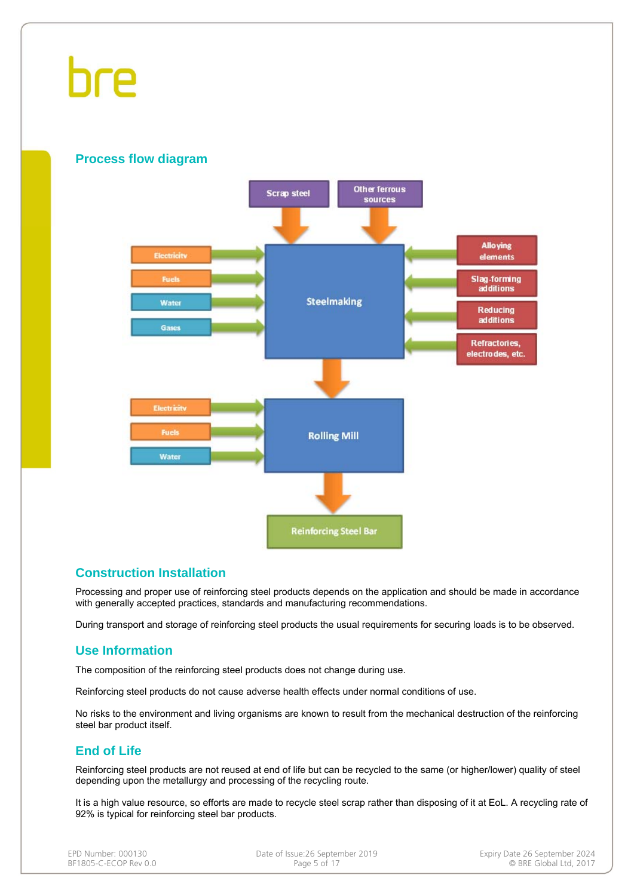## Process flow diagram

Scrap steel

Other ferrous sources

Electricity

Fuels

Water

Gases

Steelmaking

Alloying elements

Slag-forming additions

Reducing additions

Refractories, electrodes, etc.

Electricity

Fuels

Water

Rolling Mill

Reinforcing Steel Bar

## Construction Installation

Processing and proper use of reinforcing steel products depends on the application and should be made in accordance with generally accepted practices, standards and manufacturing recommendations.

During transport and storage of reinforcing steel products the usual requirements for securing loads is to be observed.

## Use Information

The composition of the reinforcing steel products does not change during use.

Reinforcing steel products do not cause adverse health effects under normal conditions of use.

No risks to the environment and living organisms are known to result from the mechanical destruction of the reinforcing steel bar product itself.

## End of Life

Reinforcing steel products are not reused at end of life but can be recycled to the same (or higher/lower) quality of steel depending upon the metallurgy and processing of the recycling route.

It is a high value resource, so efforts are made to recycle steel scrap rather than disposing of it at EoL. A recycling rate of 92% is typical for reinforcing steel bar products.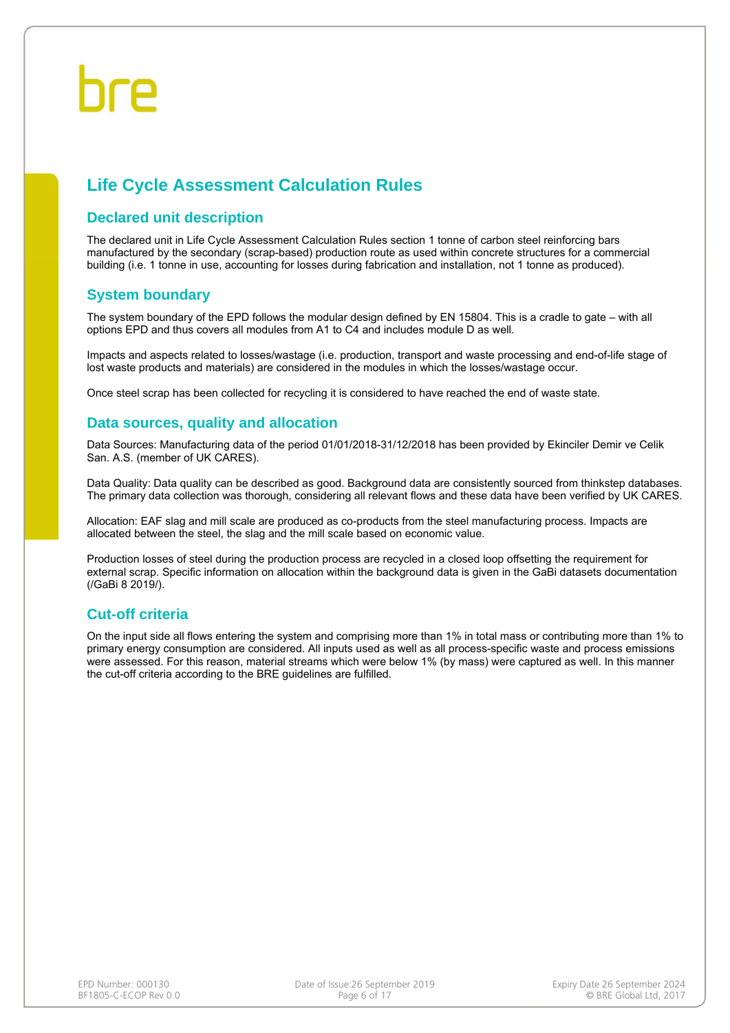# Life Cycle Assessment Calculation Rules

## Declared unit description

The declared unit in Life Cycle Assessment Calculation Rules section 1 tonne of carbon steel reinforcing bars manufactured by the secondary (scrap-based) production route as used within concrete structures for a commercial building (i.e. 1 tonne in use, accounting for losses during fabrication and installation, not 1 tonne as produced).

## System boundary

The system boundary of the EPD follows the modular design defined by EN 15804. This is a cradle to gate – with all options EPD and thus covers all modules from A1 to C4 and includes module D as well.

Impacts and aspects related to losses/wastage (i.e. production, transport and waste processing and end-of-life stage of lost waste products and materials) are considered in the modules in which the losses/wastage occur.

Once steel scrap has been collected for recycling it is considered to have reached the end of waste state.

## Data sources, quality and allocation

Data Sources: Manufacturing data of the period 01/01/2018-31/12/2018 has been provided by Ekinciler Demir ve Celik San. A.S. (member of UK CARES).

Data Quality: Data quality can be described as good. Background data are consistently sourced from thinkstep databases. The primary data collection was thorough, considering all relevant flows and these data have been verified by UK CARES.

Allocation: EAF slag and mill scale are produced as co-products from the steel manufacturing process. Impacts are allocated between the steel, the slag and the mill scale based on economic value.

Production losses of steel during the production process are recycled in a closed loop offsetting the requirement for external scrap. Specific information on allocation within the background data is given in the GaBi datasets documentation (/GaBi 8 2019/).

## Cut-off criteria

On the input side all flows entering the system and comprising more than 1% in total mass or contributing more than 1% to primary energy consumption are considered. All inputs used as well as all process-specific waste and process emissions were assessed. For this reason, material streams which were below 1% (by mass) were captured as well. In this manner the cut-off criteria according to the BRE guidelines are fulfilled.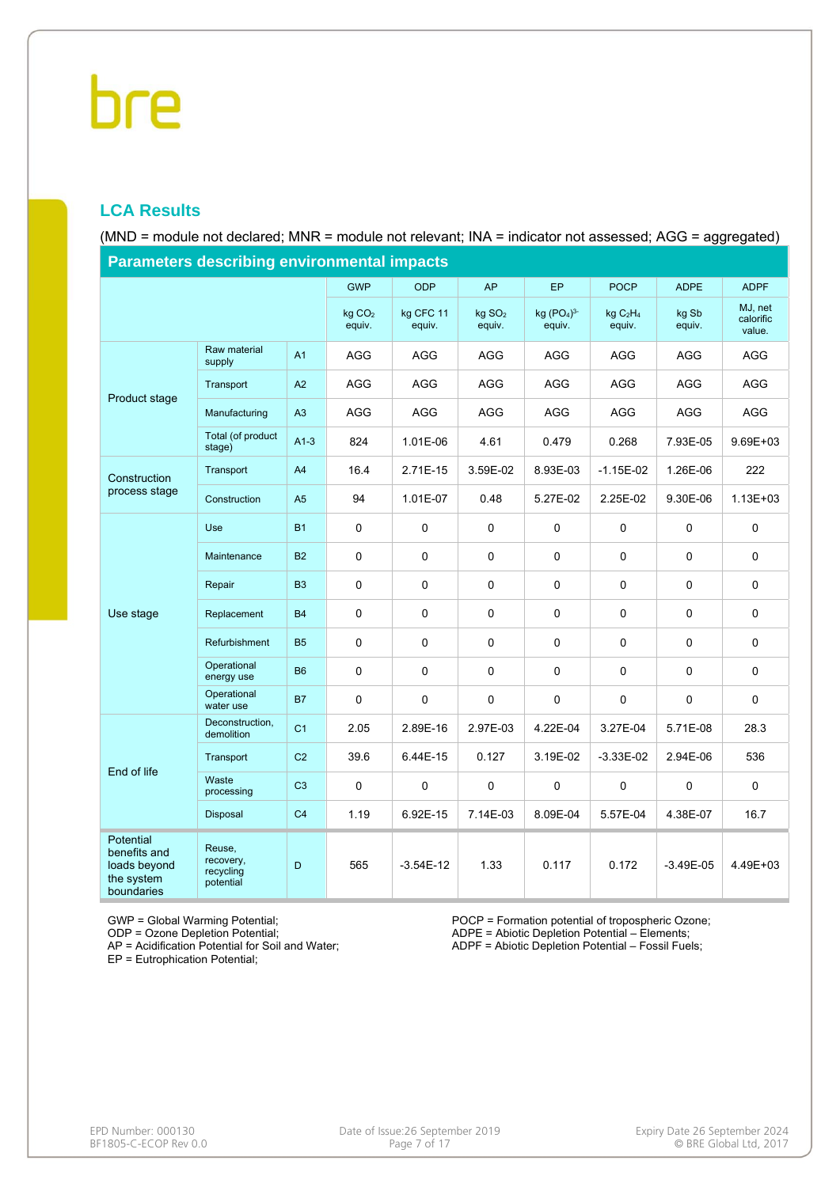## LCA Results

(MND = module not declared; MNR = module not relevant; INA = indicator not assessed; AGG = aggregated)

| Parameters describing environmental impacts | | | | | | | | | |
|---|---|---|---|---|---|---|---|---|---|
| | | | GWP | ODP | AP | EP | POCP | ADPE | ADPF |
| | | | kg $CO_2$ equiv. | kg CFC 11 equiv. | kg $SO_2$ equiv. | kg $(PO_4)^{3-}$ equiv. | kg $C_2H_4$ equiv. | kg Sb equiv. | MJ, net calorific value. |
| Product stage | Raw material supply | A1 | AGG | AGG | AGG | AGG | AGG | AGG | AGG |
| | Transport | A2 | AGG | AGG | AGG | AGG | AGG | AGG | AGG |
| | Manufacturing | A3 | AGG | AGG | AGG | AGG | AGG | AGG | AGG |
| | Total (of product stage) | A1-3 | 824 | 1.01E-06 | 4.61 | 0.479 | 0.268 | 7.93E-05 | 9.69E+03 |
| Construction process stage | Transport | A4 | 16.4 | 2.71E-15 | 3.59E-02 | 8.93E-03 | -1.15E-02 | 1.26E-06 | 222 |
| | Construction | A5 | 94 | 1.01E-07 | 0.48 | 5.27E-02 | 2.25E-02 | 9.30E-06 | 1.13E+03 |
| Use stage | Use | B1 | 0 | 0 | 0 | 0 | 0 | 0 | 0 |
| | Maintenance | B2 | 0 | 0 | 0 | 0 | 0 | 0 | 0 |
| | Repair | B3 | 0 | 0 | 0 | 0 | 0 | 0 | 0 |
| | Replacement | B4 | 0 | 0 | 0 | 0 | 0 | 0 | 0 |
| | Refurbishment | B5 | 0 | 0 | 0 | 0 | 0 | 0 | 0 |
| | Operational energy use | B6 | 0 | 0 | 0 | 0 | 0 | 0 | 0 |
| | Operational water use | B7 | 0 | 0 | 0 | 0 | 0 | 0 | 0 |
| End of life | Deconstruction, demolition | C1 | 2.05 | 2.89E-16 | 2.97E-03 | 4.22E-04 | 3.27E-04 | 5.71E-08 | 28.3 |
| | Transport | C2 | 39.6 | 6.44E-15 | 0.127 | 3.19E-02 | -3.33E-02 | 2.94E-06 | 536 |
| | Waste processing | C3 | 0 | 0 | 0 | 0 | 0 | 0 | 0 |
| | Disposal | C4 | 1.19 | 6.92E-15 | 7.14E-03 | 8.09E-04 | 5.57E-04 | 4.38E-07 | 16.7 |
| Potential benefits and loads beyond the system boundaries | Reuse, recovery, recycling potential | D | 565 | -3.54E-12 | 1.33 | 0.117 | 0.172 | -3.49E-05 | 4.49E+03 |

GWP = Global Warming Potential;
ODP = Ozone Depletion Potential;
AP = Acidification Potential for Soil and Water;
EP = Eutrophication Potential;
POCP = Formation potential of tropospheric Ozone;
ADPE = Abiotic Depletion Potential – Elements;
ADPF = Abiotic Depletion Potential – Fossil Fuels;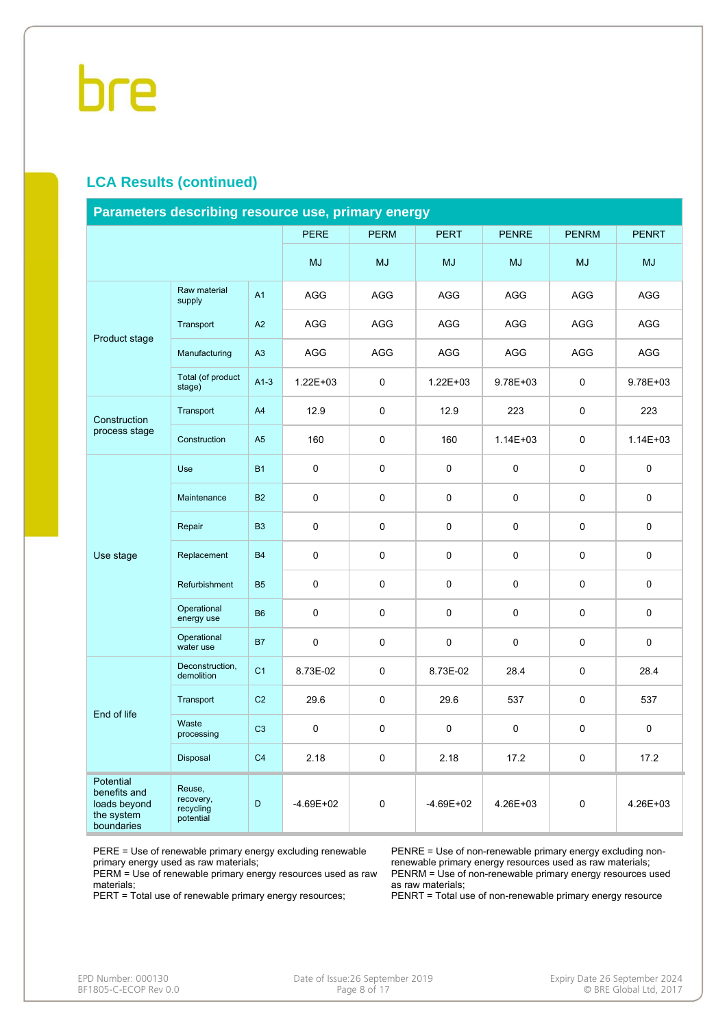## LCA Results (continued)

| Parameters describing resource use, primary energy | | | PERE | PERM | PERT | PENRE | PENRM | PENRT |
|---|---|---|---|---|---|---|---|---|
| | | | MJ | MJ | MJ | MJ | MJ | MJ |
| Product stage | Raw material supply | A1 | AGG | AGG | AGG | AGG | AGG | AGG |
| | Transport | A2 | AGG | AGG | AGG | AGG | AGG | AGG |
| | Manufacturing | A3 | AGG | AGG | AGG | AGG | AGG | AGG |
| | Total (of product stage) | A1-3 | 1.22E+03 | 0 | 1.22E+03 | 9.78E+03 | 0 | 9.78E+03 |
| Construction process stage | Transport | A4 | 12.9 | 0 | 12.9 | 223 | 0 | 223 |
| | Construction | A5 | 160 | 0 | 160 | 1.14E+03 | 0 | 1.14E+03 |
| Use stage | Use | B1 | 0 | 0 | 0 | 0 | 0 | 0 |
| | Maintenance | B2 | 0 | 0 | 0 | 0 | 0 | 0 |
| | Repair | B3 | 0 | 0 | 0 | 0 | 0 | 0 |
| | Replacement | B4 | 0 | 0 | 0 | 0 | 0 | 0 |
| | Refurbishment | B5 | 0 | 0 | 0 | 0 | 0 | 0 |
| | Operational energy use | B6 | 0 | 0 | 0 | 0 | 0 | 0 |
| | Operational water use | B7 | 0 | 0 | 0 | 0 | 0 | 0 |
| End of life | Deconstruction, demolition | C1 | 8.73E-02 | 0 | 8.73E-02 | 28.4 | 0 | 28.4 |
| | Transport | C2 | 29.6 | 0 | 29.6 | 537 | 0 | 537 |
| | Waste processing | C3 | 0 | 0 | 0 | 0 | 0 | 0 |
| | Disposal | C4 | 2.18 | 0 | 2.18 | 17.2 | 0 | 17.2 |
| Potential benefits and loads beyond the system boundaries | Reuse, recovery, recycling potential | D | -4.69E+02 | 0 | -4.69E+02 | 4.26E+03 | 0 | 4.26E+03 |

PERE = Use of renewable primary energy excluding renewable primary energy used as raw materials;
PERM = Use of renewable primary energy resources used as raw materials;
PERT = Total use of renewable primary energy resources;

PENRE = Use of non-renewable primary energy excluding non-renewable primary energy resources used as raw materials;
PENRM = Use of non-renewable primary energy resources used as raw materials;
PENRT = Total use of non-renewable primary energy resource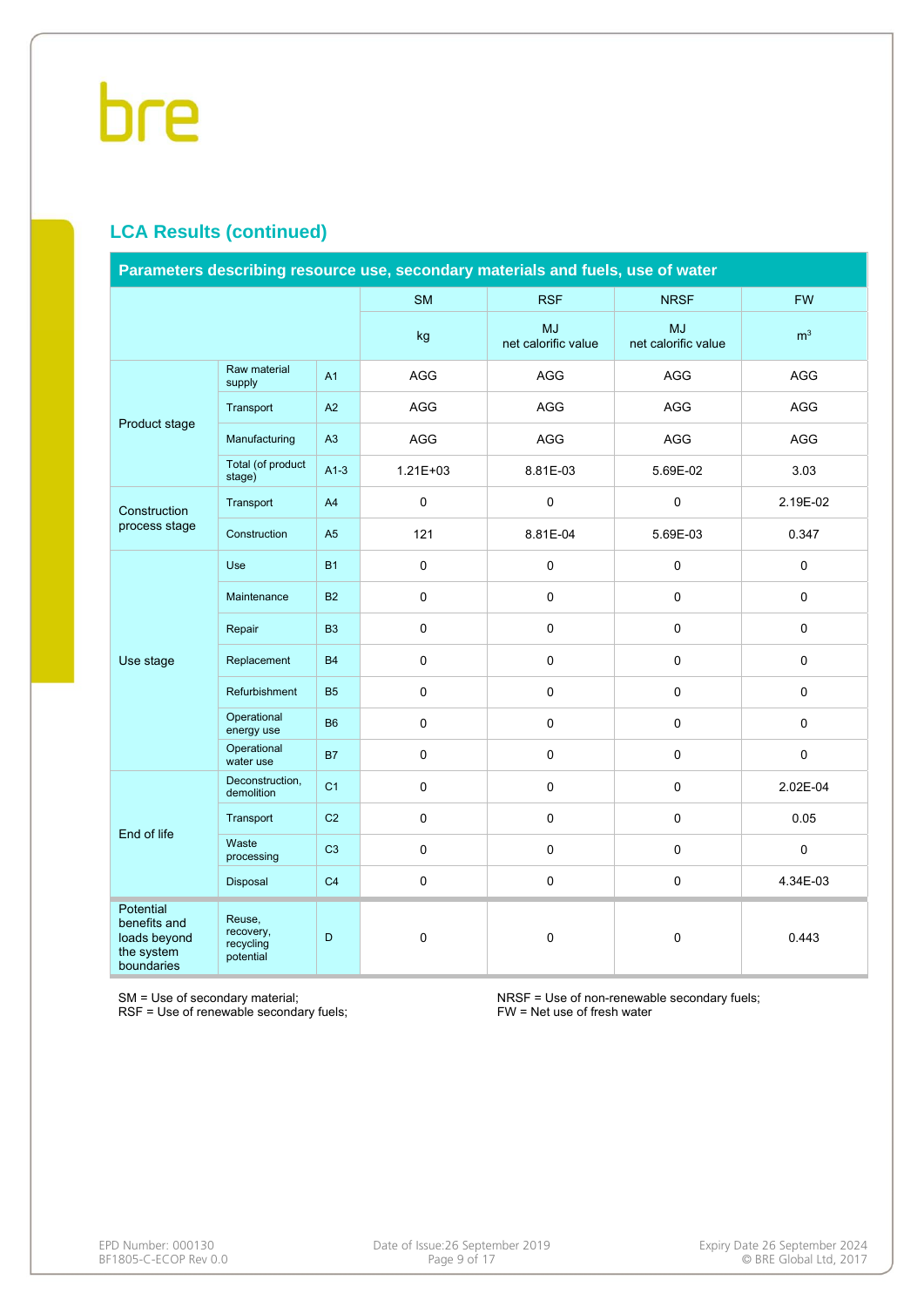## LCA Results (continued)

| Parameters describing resource use, secondary materials and fuels, use of water | | | SM | RSF | NRSF | FW |
|---|---|---|---|---|---|---|
| | | | kg | MJ net calorific value | MJ net calorific value | $m^3$ |
| Product stage | Raw material supply | A1 | AGG | AGG | AGG | AGG |
| | Transport | A2 | AGG | AGG | AGG | AGG |
| | Manufacturing | A3 | AGG | AGG | AGG | AGG |
| | Total (of product stage) | A1-3 | 1.21E+03 | 8.81E-03 | 5.69E-02 | 3.03 |
| Construction process stage | Transport | A4 | 0 | 0 | 0 | 2.19E-02 |
| | Construction | A5 | 121 | 8.81E-04 | 5.69E-03 | 0.347 |
| Use stage | Use | B1 | 0 | 0 | 0 | 0 |
| | Maintenance | B2 | 0 | 0 | 0 | 0 |
| | Repair | B3 | 0 | 0 | 0 | 0 |
| | Replacement | B4 | 0 | 0 | 0 | 0 |
| | Refurbishment | B5 | 0 | 0 | 0 | 0 |
| | Operational energy use | B6 | 0 | 0 | 0 | 0 |
| | Operational water use | B7 | 0 | 0 | 0 | 0 |
| End of life | Deconstruction, demolition | C1 | 0 | 0 | 0 | 2.02E-04 |
| | Transport | C2 | 0 | 0 | 0 | 0.05 |
| | Waste processing | C3 | 0 | 0 | 0 | 0 |
| | Disposal | C4 | 0 | 0 | 0 | 4.34E-03 |
| Potential benefits and loads beyond the system boundaries | Reuse, recovery, recycling potential | D | 0 | 0 | 0 | 0.443 |

SM = Use of secondary material;
RSF = Use of renewable secondary fuels;
NRSF = Use of non-renewable secondary fuels;
FW = Net use of fresh water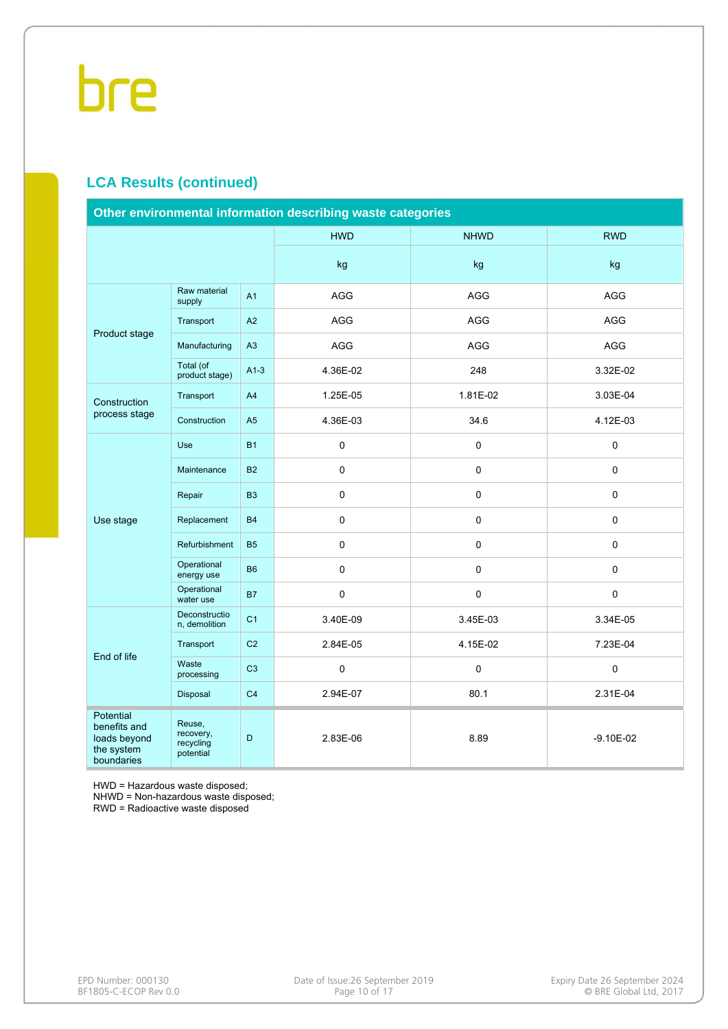## LCA Results (continued)

| Other environmental information describing waste categories | | | | | |
|---|---|---|---|---|---|
| | | | HWD | NHWD | RWD |
| | | | kg | kg | kg |
| Product stage | Raw material supply | A1 | AGG | AGG | AGG |
| | Transport | A2 | AGG | AGG | AGG |
| | Manufacturing | A3 | AGG | AGG | AGG |
| | Total (of product stage) | A1-3 | 4.36E-02 | 248 | 3.32E-02 |
| Construction process stage | Transport | A4 | 1.25E-05 | 1.81E-02 | 3.03E-04 |
| | Construction | A5 | 4.36E-03 | 34.6 | 4.12E-03 |
| Use stage | Use | B1 | 0 | 0 | 0 |
| | Maintenance | B2 | 0 | 0 | 0 |
| | Repair | B3 | 0 | 0 | 0 |
| | Replacement | B4 | 0 | 0 | 0 |
| | Refurbishment | B5 | 0 | 0 | 0 |
| | Operational energy use | B6 | 0 | 0 | 0 |
| | Operational water use | B7 | 0 | 0 | 0 |
| End of life | Deconstruction, demolition | C1 | 3.40E-09 | 3.45E-03 | 3.34E-05 |
| | Transport | C2 | 2.84E-05 | 4.15E-02 | 7.23E-04 |
| | Waste processing | C3 | 0 | 0 | 0 |
| | Disposal | C4 | 2.94E-07 | 80.1 | 2.31E-04 |
| Potential benefits and loads beyond the system boundaries | Reuse, recovery, recycling potential | D | 2.83E-06 | 8.89 | -9.10E-02 |

HWD = Hazardous waste disposed;
NHWD = Non-hazardous waste disposed;
RWD = Radioactive waste disposed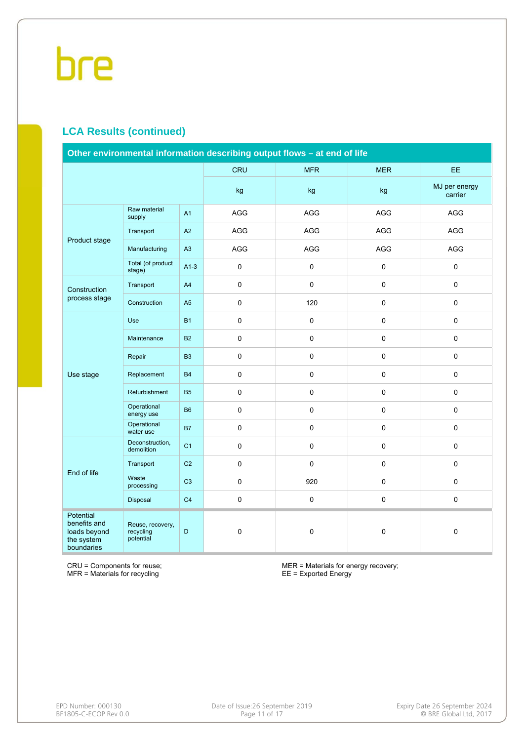## LCA Results (continued)

| Other environmental information describing output flows – at end of life | | | CRU | MFR | MER | EE |
|---|---|---|---|---|---|---|
| | | | kg | kg | kg | MJ per energy carrier |
| Product stage | Raw material supply | A1 | AGG | AGG | AGG | AGG |
| | Transport | A2 | AGG | AGG | AGG | AGG |
| | Manufacturing | A3 | AGG | AGG | AGG | AGG |
| | Total (of product stage) | A1-3 | 0 | 0 | 0 | 0 |
| Construction process stage | Transport | A4 | 0 | 0 | 0 | 0 |
| | Construction | A5 | 0 | 120 | 0 | 0 |
| Use stage | Use | B1 | 0 | 0 | 0 | 0 |
| | Maintenance | B2 | 0 | 0 | 0 | 0 |
| | Repair | B3 | 0 | 0 | 0 | 0 |
| | Replacement | B4 | 0 | 0 | 0 | 0 |
| | Refurbishment | B5 | 0 | 0 | 0 | 0 |
| | Operational energy use | B6 | 0 | 0 | 0 | 0 |
| | Operational water use | B7 | 0 | 0 | 0 | 0 |
| End of life | Deconstruction, demolition | C1 | 0 | 0 | 0 | 0 |
| | Transport | C2 | 0 | 0 | 0 | 0 |
| | Waste processing | C3 | 0 | 920 | 0 | 0 |
| | Disposal | C4 | 0 | 0 | 0 | 0 |
| Potential benefits and loads beyond the system boundaries | Reuse, recovery, recycling potential | D | 0 | 0 | 0 | 0 |

CRU = Components for reuse;
MFR = Materials for recycling

MER = Materials for energy recovery;
EE = Exported Energy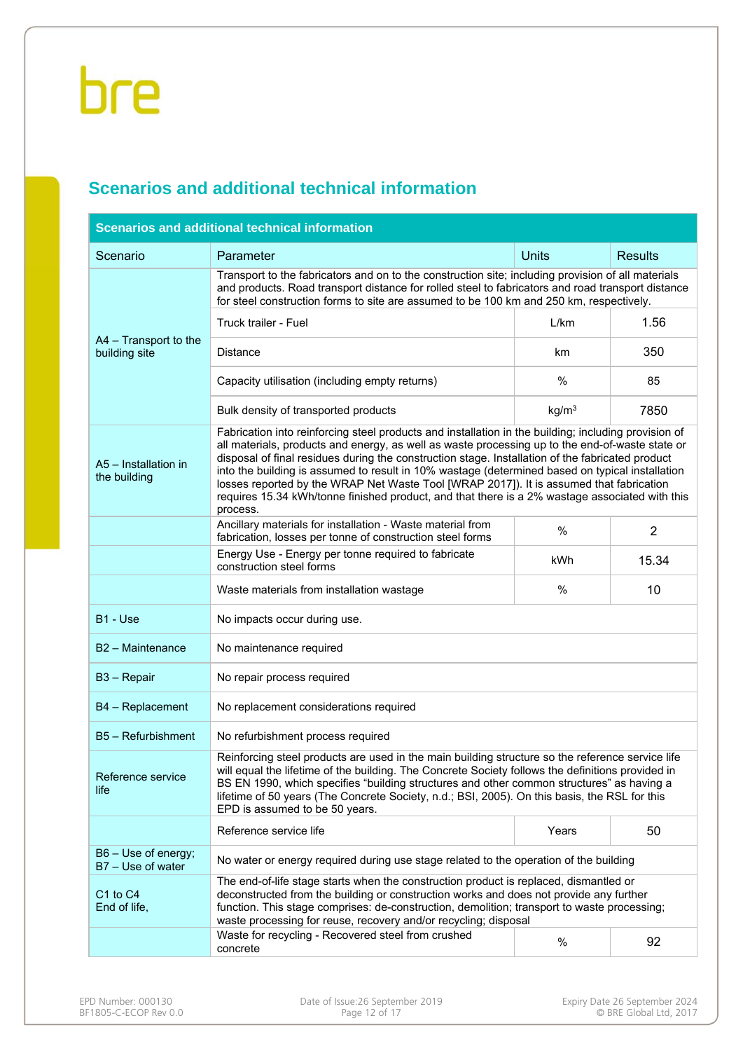## Scenarios and additional technical information

| Scenarios and additional technical information | | | |
|---|---|---|---|
| Scenario | Parameter | Units | Results |
| A4 – Transport to the building site | Transport to the fabricators and on to the construction site; including provision of all materials and products. Road transport distance for rolled steel to fabricators and road transport distance for steel construction forms to site are assumed to be 100 km and 250 km, respectively. | | |
| | Truck trailer - Fuel | L/km | 1.56 |
| | Distance | km | 350 |
| | Capacity utilisation (including empty returns) | % | 85 |
| | Bulk density of transported products | kg/m$^3$ | 7850 |
| A5 – Installation in the building | Fabrication into reinforcing steel products and installation in the building; including provision of all materials, products and energy, as well as waste processing up to the end-of-waste state or disposal of final residues during the construction stage. Installation of the fabricated product into the building is assumed to result in 10% wastage (determined based on typical installation losses reported by the WRAP Net Waste Tool [WRAP 2017]). It is assumed that fabrication requires 15.34 kWh/tonne finished product, and that there is a 2% wastage associated with this process. | | |
| | Ancillary materials for installation - Waste material from fabrication, losses per tonne of construction steel forms | % | 2 |
| | Energy Use - Energy per tonne required to fabricate construction steel forms | kWh | 15.34 |
| | Waste materials from installation wastage | % | 10 |
| B1 - Use | No impacts occur during use. | | |
| B2 – Maintenance | No maintenance required | | |
| B3 – Repair | No repair process required | | |
| B4 – Replacement | No replacement considerations required | | |
| B5 – Refurbishment | No refurbishment process required | | |
| Reference service life | Reinforcing steel products are used in the main building structure so the reference service life will equal the lifetime of the building. The Concrete Society follows the definitions provided in BS EN 1990, which specifies "building structures and other common structures" as having a lifetime of 50 years (The Concrete Society, n.d.; BSI, 2005). On this basis, the RSL for this EPD is assumed to be 50 years. | | |
| | Reference service life | Years | 50 |
| B6 – Use of energy; B7 – Use of water | No water or energy required during use stage related to the operation of the building | | |
| C1 to C4 End of life, | The end-of-life stage starts when the construction product is replaced, dismantled or deconstructed from the building or construction works and does not provide any further function. This stage comprises: de-construction, demolition; transport to waste processing; waste processing for reuse, recovery and/or recycling; disposal | | |
| | Waste for recycling - Recovered steel from crushed concrete | % | 92 |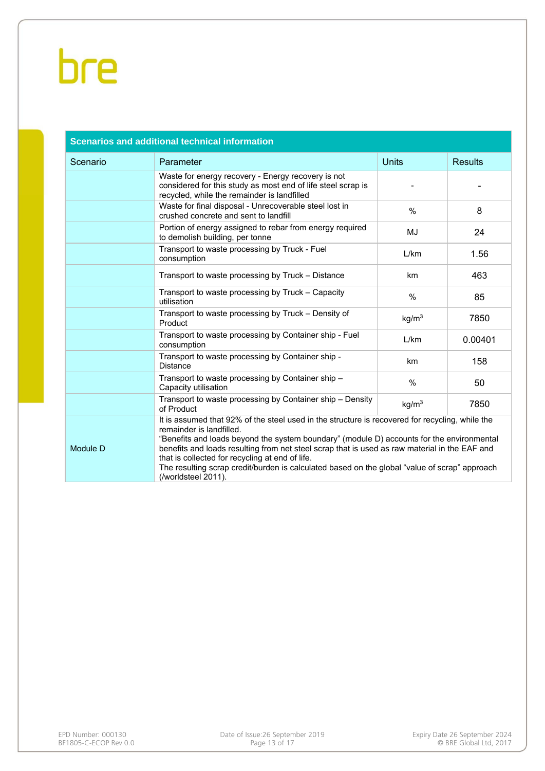| Scenarios and additional technical information | | | |
|---|---|---|---|
| Scenario | Parameter | Units | Results |
| | Waste for energy recovery - Energy recovery is not considered for this study as most end of life steel scrap is recycled, while the remainder is landfilled | - | - |
| | Waste for final disposal - Unrecoverable steel lost in crushed concrete and sent to landfill | % | 8 |
| | Portion of energy assigned to rebar from energy required to demolish building, per tonne | MJ | 24 |
| | Transport to waste processing by Truck - Fuel consumption | L/km | 1.56 |
| | Transport to waste processing by Truck – Distance | km | 463 |
| | Transport to waste processing by Truck – Capacity utilisation | % | 85 |
| | Transport to waste processing by Truck – Density of Product | kg/m$^3$ | 7850 |
| | Transport to waste processing by Container ship - Fuel consumption | L/km | 0.00401 |
| | Transport to waste processing by Container ship - Distance | km | 158 |
| | Transport to waste processing by Container ship – Capacity utilisation | % | 50 |
| | Transport to waste processing by Container ship – Density of Product | kg/m$^3$ | 7850 |
| Module D | It is assumed that 92% of the steel used in the structure is recovered for recycling, while the remainder is landfilled. “Benefits and loads beyond the system boundary” (module D) accounts for the environmental benefits and loads resulting from net steel scrap that is used as raw material in the EAF and that is collected for recycling at end of life. The resulting scrap credit/burden is calculated based on the global “value of scrap” approach (/worldsteel 2011). | | |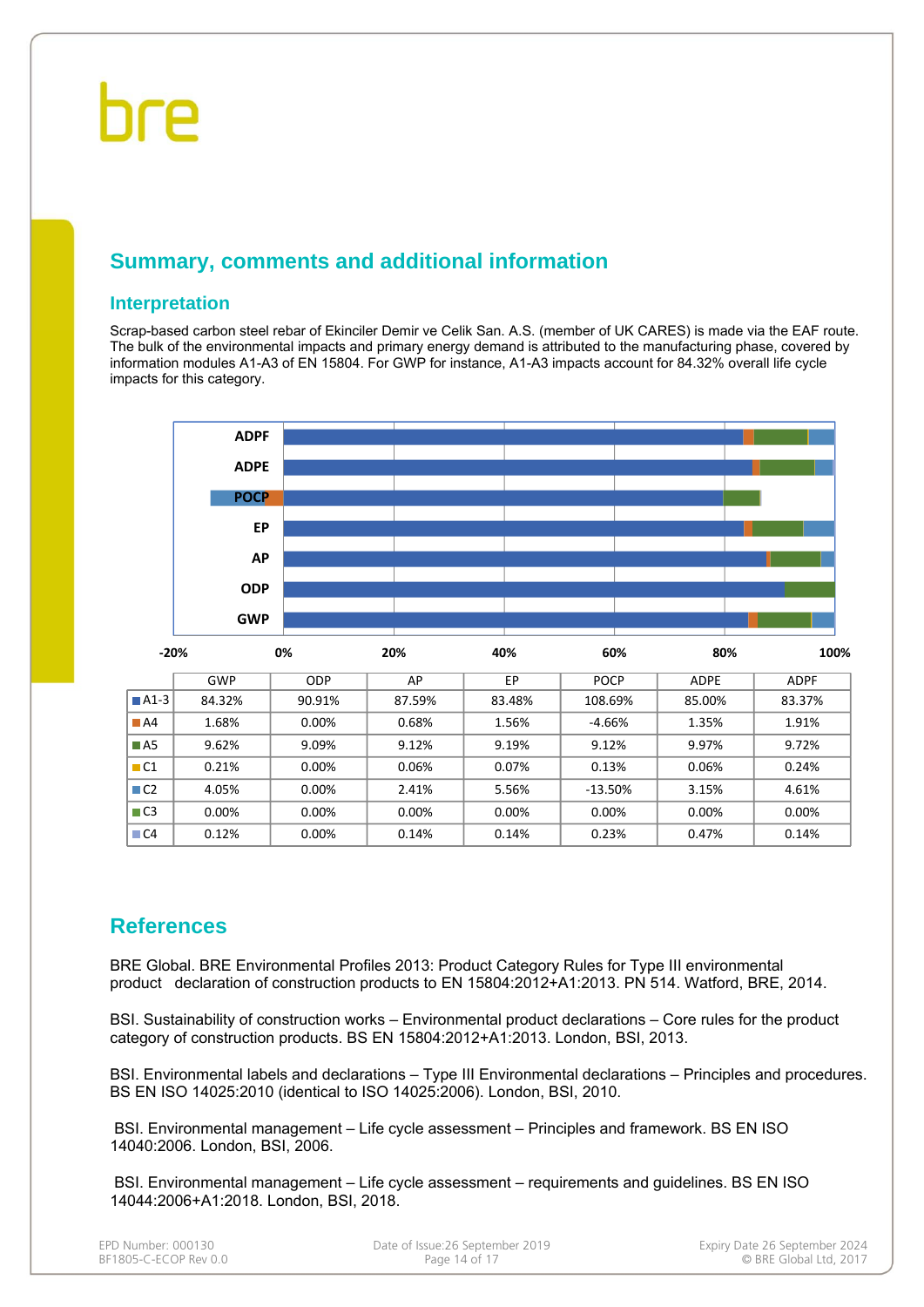## Summary, comments and additional information

### Interpretation

Scrap-based carbon steel rebar of Ekinciler Demir ve Celik San. A.S. (member of UK CARES) is made via the EAF route. The bulk of the environmental impacts and primary energy demand is attributed to the manufacturing phase, covered by information modules A1-A3 of EN 15804. For GWP for instance, A1-A3 impacts account for 84.32% overall life cycle impacts for this category.

| | GWP | ODP | AP | EP | POCP | ADPE | ADPF |
|---|---|---|---|---|---|---|---|
| A1-3 | 84.32% | 90.91% | 87.59% | 83.48% | 108.69% | 85.00% | 83.37% |
| A4 | 1.68% | 0.00% | 0.68% | 1.56% | -4.66% | 1.35% | 1.91% |
| A5 | 9.62% | 9.09% | 9.12% | 9.19% | 9.12% | 9.97% | 9.72% |
| C1 | 0.21% | 0.00% | 0.06% | 0.07% | 0.13% | 0.06% | 0.24% |
| C2 | 4.05% | 0.00% | 2.41% | 5.56% | -13.50% | 3.15% | 4.61% |
| C3 | 0.00% | 0.00% | 0.00% | 0.00% | 0.00% | 0.00% | 0.00% |
| C4 | 0.12% | 0.00% | 0.14% | 0.14% | 0.23% | 0.47% | 0.14% |

## References

BRE Global. BRE Environmental Profiles 2013: Product Category Rules for Type III environmental product declaration of construction products to EN 15804:2012+A1:2013. PN 514. Watford, BRE, 2014.

BSI. Sustainability of construction works – Environmental product declarations – Core rules for the product category of construction products. BS EN 15804:2012+A1:2013. London, BSI, 2013.

BSI. Environmental labels and declarations – Type III Environmental declarations – Principles and procedures. BS EN ISO 14025:2010 (identical to ISO 14025:2006). London, BSI, 2010.

BSI. Environmental management – Life cycle assessment – Principles and framework. BS EN ISO 14040:2006. London, BSI, 2006.

BSI. Environmental management – Life cycle assessment – requirements and guidelines. BS EN ISO 14044:2006+A1:2018. London, BSI, 2018.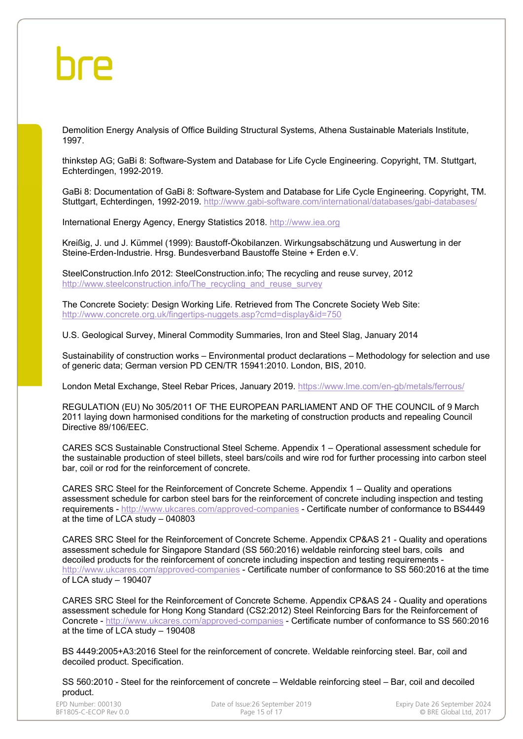Demolition Energy Analysis of Office Building Structural Systems, Athena Sustainable Materials Institute, 1997.

thinkstep AG; GaBi 8: Software-System and Database for Life Cycle Engineering. Copyright, TM. Stuttgart, Echterdingen, 1992-2019.

GaBi 8: Documentation of GaBi 8: Software-System and Database for Life Cycle Engineering. Copyright, TM. Stuttgart, Echterdingen, 1992-2019. http://www.gabi-software.com/international/databases/gabi-databases/

International Energy Agency, Energy Statistics 2018. http://www.iea.org

Kreißig, J. und J. Kümmel (1999): Baustoff-Ökobilanzen. Wirkungsabschätzung und Auswertung in der Steine-Erden-Industrie. Hrsg. Bundesverband Baustoffe Steine + Erden e.V.

SteelConstruction.Info 2012: SteelConstruction.info; The recycling and reuse survey, 2012 http://www.steelconstruction.info/The_recycling_and_reuse_survey

The Concrete Society: Design Working Life. Retrieved from The Concrete Society Web Site: http://www.concrete.org.uk/fingertips-nuggets.asp?cmd=display&id=750

U.S. Geological Survey, Mineral Commodity Summaries, Iron and Steel Slag, January 2014

Sustainability of construction works – Environmental product declarations – Methodology for selection and use of generic data; German version PD CEN/TR 15941:2010. London, BIS, 2010.

London Metal Exchange, Steel Rebar Prices, January 2019. https://www.lme.com/en-gb/metals/ferrous/

REGULATION (EU) No 305/2011 OF THE EUROPEAN PARLIAMENT AND OF THE COUNCIL of 9 March 2011 laying down harmonised conditions for the marketing of construction products and repealing Council Directive 89/106/EEC.

CARES SCS Sustainable Constructional Steel Scheme. Appendix 1 – Operational assessment schedule for the sustainable production of steel billets, steel bars/coils and wire rod for further processing into carbon steel bar, coil or rod for the reinforcement of concrete.

CARES SRC Steel for the Reinforcement of Concrete Scheme. Appendix 1 – Quality and operations assessment schedule for carbon steel bars for the reinforcement of concrete including inspection and testing requirements - http://www.ukcares.com/approved-companies - Certificate number of conformance to BS4449 at the time of LCA study – 040803

CARES SRC Steel for the Reinforcement of Concrete Scheme. Appendix CP&AS 21 - Quality and operations assessment schedule for Singapore Standard (SS 560:2016) weldable reinforcing steel bars, coils and decoiled products for the reinforcement of concrete including inspection and testing requirements - http://www.ukcares.com/approved-companies - Certificate number of conformance to SS 560:2016 at the time of LCA study – 190407

CARES SRC Steel for the Reinforcement of Concrete Scheme. Appendix CP&AS 24 - Quality and operations assessment schedule for Hong Kong Standard (CS2:2012) Steel Reinforcing Bars for the Reinforcement of Concrete - http://www.ukcares.com/approved-companies - Certificate number of conformance to SS 560:2016 at the time of LCA study – 190408

BS 4449:2005+A3:2016 Steel for the reinforcement of concrete. Weldable reinforcing steel. Bar, coil and decoiled product. Specification.

SS 560:2010 - Steel for the reinforcement of concrete – Weldable reinforcing steel – Bar, coil and decoiled product.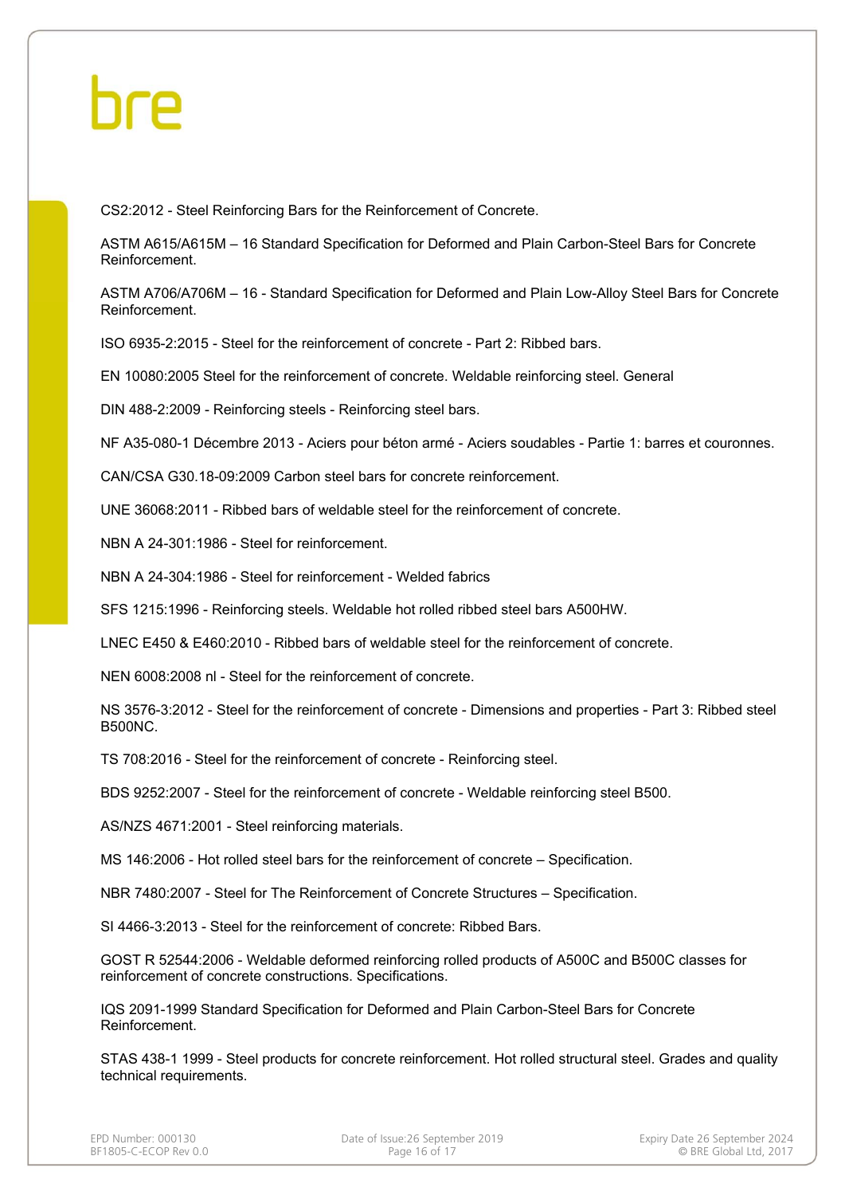CS2:2012 - Steel Reinforcing Bars for the Reinforcement of Concrete.

ASTM A615/A615M – 16 Standard Specification for Deformed and Plain Carbon-Steel Bars for Concrete Reinforcement.

ASTM A706/A706M – 16 - Standard Specification for Deformed and Plain Low-Alloy Steel Bars for Concrete Reinforcement.

ISO 6935-2:2015 - Steel for the reinforcement of concrete - Part 2: Ribbed bars.

EN 10080:2005 Steel for the reinforcement of concrete. Weldable reinforcing steel. General

DIN 488-2:2009 - Reinforcing steels - Reinforcing steel bars.

NF A35-080-1 Décembre 2013 - Aciers pour béton armé - Aciers soudables - Partie 1: barres et couronnes.

CAN/CSA G30.18-09:2009 Carbon steel bars for concrete reinforcement.

UNE 36068:2011 - Ribbed bars of weldable steel for the reinforcement of concrete.

NBN A 24-301:1986 - Steel for reinforcement.

NBN A 24-304:1986 - Steel for reinforcement - Welded fabrics

SFS 1215:1996 - Reinforcing steels. Weldable hot rolled ribbed steel bars A500HW.

LNEC E450 & E460:2010 - Ribbed bars of weldable steel for the reinforcement of concrete.

NEN 6008:2008 nl - Steel for the reinforcement of concrete.

NS 3576-3:2012 - Steel for the reinforcement of concrete - Dimensions and properties - Part 3: Ribbed steel B500NC.

TS 708:2016 - Steel for the reinforcement of concrete - Reinforcing steel.

BDS 9252:2007 - Steel for the reinforcement of concrete - Weldable reinforcing steel B500.

AS/NZS 4671:2001 - Steel reinforcing materials.

MS 146:2006 - Hot rolled steel bars for the reinforcement of concrete – Specification.

NBR 7480:2007 - Steel for The Reinforcement of Concrete Structures – Specification.

SI 4466-3:2013 - Steel for the reinforcement of concrete: Ribbed Bars.

GOST R 52544:2006 - Weldable deformed reinforcing rolled products of A500C and B500C classes for reinforcement of concrete constructions. Specifications.

IQS 2091-1999 Standard Specification for Deformed and Plain Carbon-Steel Bars for Concrete Reinforcement.

STAS 438-1 1999 - Steel products for concrete reinforcement. Hot rolled structural steel. Grades and quality technical requirements.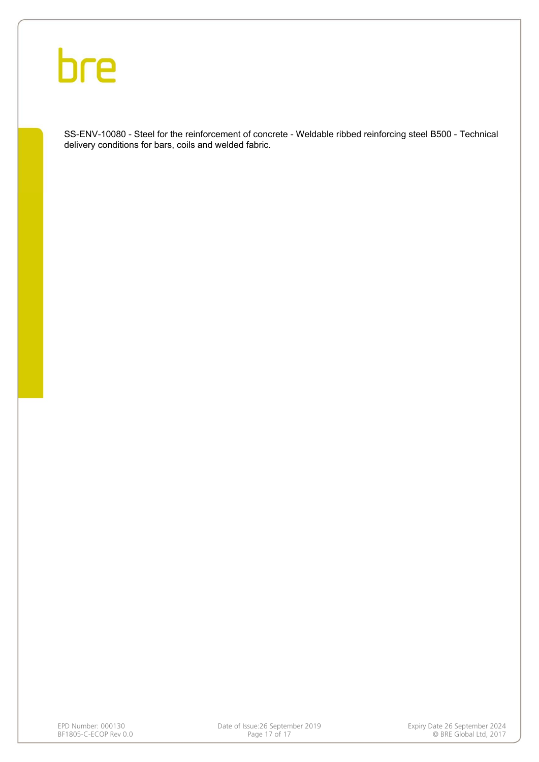SS-ENV-10080 - Steel for the reinforcement of concrete - Weldable ribbed reinforcing steel B500 - Technical delivery conditions for bars, coils and welded fabric.